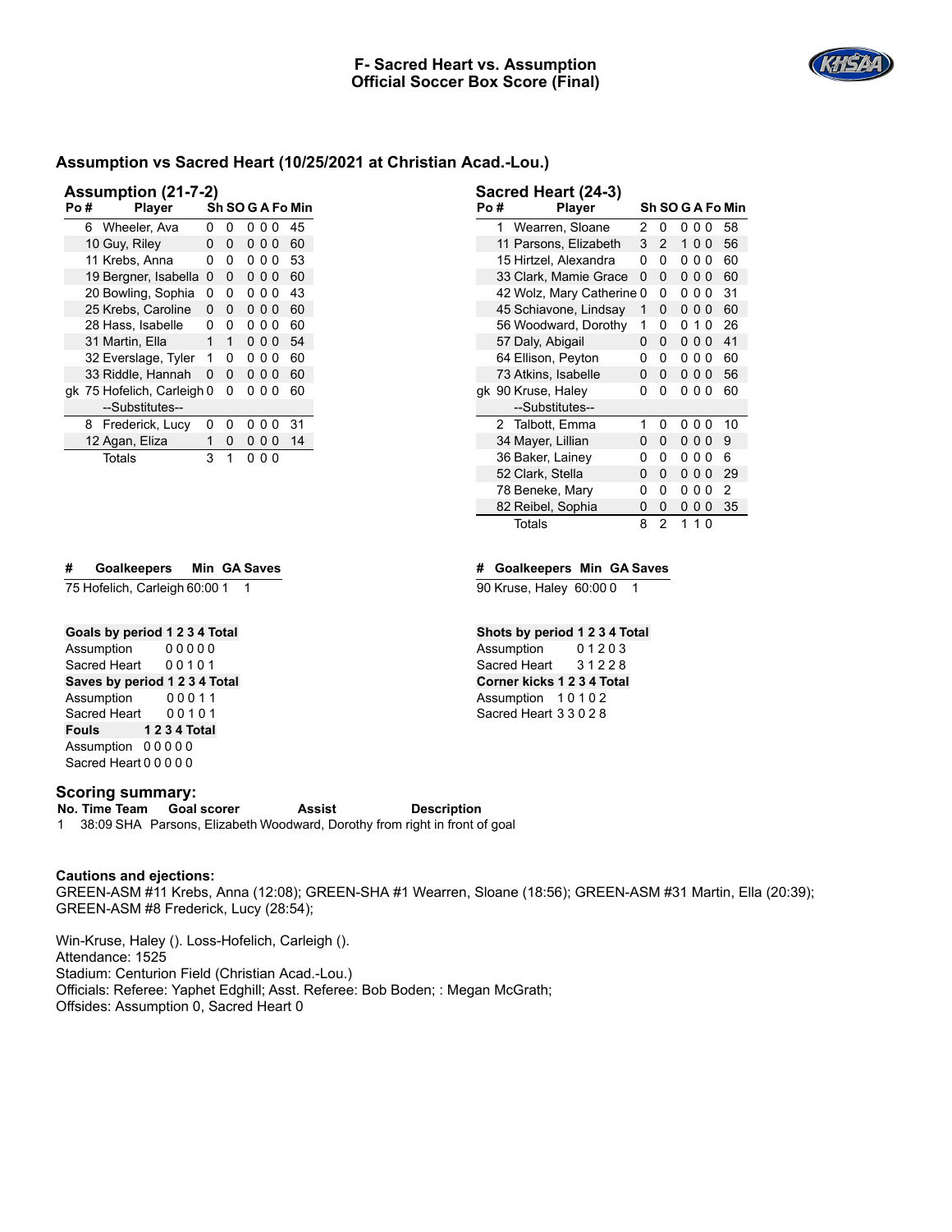# F- Sacred Heart vs. Assumption
## Official Soccer Box Score (Final)

## Assumption vs Sacred Heart (10/25/2021 at Christian Acad.-Lou.)

### Assumption (21-7-2)

| Po | # | Player | Sh | SO | G | A | Fo | Min |
|---|---|---|---|---|---|---|---|---|
| | 6 | Wheeler, Ava | 0 | 0 | 0 | 0 | 0 | 45 |
| | 10 | Guy, Riley | 0 | 0 | 0 | 0 | 0 | 60 |
| | 11 | Krebs, Anna | 0 | 0 | 0 | 0 | 0 | 53 |
| | 19 | Bergner, Isabella | 0 | 0 | 0 | 0 | 0 | 60 |
| | 20 | Bowling, Sophia | 0 | 0 | 0 | 0 | 0 | 43 |
| | 25 | Krebs, Caroline | 0 | 0 | 0 | 0 | 0 | 60 |
| | 28 | Hass, Isabelle | 0 | 0 | 0 | 0 | 0 | 60 |
| | 31 | Martin, Ella | 1 | 1 | 0 | 0 | 0 | 54 |
| | 32 | Everslage, Tyler | 1 | 0 | 0 | 0 | 0 | 60 |
| | 33 | Riddle, Hannah | 0 | 0 | 0 | 0 | 0 | 60 |
| gk | 75 | Hofelich, Carleigh | 0 | 0 | 0 | 0 | 0 | 60 |
| | | --Substitutes-- | | | | | | |
| | 8 | Frederick, Lucy | 0 | 0 | 0 | 0 | 0 | 31 |
| | 12 | Agan, Eliza | 1 | 0 | 0 | 0 | 0 | 14 |
| | | Totals | 3 | 1 | 0 | 0 | 0 | |

### Sacred Heart (24-3)

| Po | # | Player | Sh | SO | G | A | Fo | Min |
|---|---|---|---|---|---|---|---|---|
| | 1 | Wearren, Sloane | 2 | 0 | 0 | 0 | 0 | 58 |
| | 11 | Parsons, Elizabeth | 3 | 2 | 1 | 0 | 0 | 56 |
| | 15 | Hirtzel, Alexandra | 0 | 0 | 0 | 0 | 0 | 60 |
| | 33 | Clark, Mamie Grace | 0 | 0 | 0 | 0 | 0 | 60 |
| | 42 | Wolz, Mary Catherine | 0 | 0 | 0 | 0 | 0 | 31 |
| | 45 | Schiavone, Lindsay | 1 | 0 | 0 | 0 | 0 | 60 |
| | 56 | Woodward, Dorothy | 1 | 0 | 0 | 1 | 0 | 26 |
| | 57 | Daly, Abigail | 0 | 0 | 0 | 0 | 0 | 41 |
| | 64 | Ellison, Peyton | 0 | 0 | 0 | 0 | 0 | 60 |
| | 73 | Atkins, Isabelle | 0 | 0 | 0 | 0 | 0 | 56 |
| gk | 90 | Kruse, Haley | 0 | 0 | 0 | 0 | 0 | 60 |
| | | --Substitutes-- | | | | | | |
| | 2 | Talbott, Emma | 1 | 0 | 0 | 0 | 0 | 10 |
| | 34 | Mayer, Lillian | 0 | 0 | 0 | 0 | 0 | 9 |
| | 36 | Baker, Lainey | 0 | 0 | 0 | 0 | 0 | 6 |
| | 52 | Clark, Stella | 0 | 0 | 0 | 0 | 0 | 29 |
| | 78 | Beneke, Mary | 0 | 0 | 0 | 0 | 0 | 2 |
| | 82 | Reibel, Sophia | 0 | 0 | 0 | 0 | 0 | 35 |
| | | Totals | 8 | 2 | 1 | 1 | 0 | |

| # | Goalkeepers | Min | GA | Saves |
|---|---|---|---|---|
| 75 | Hofelich, Carleigh | 60:00 | 1 | 1 |

| # | Goalkeepers | Min | GA | Saves |
|---|---|---|---|---|
| 90 | Kruse, Haley | 60:00 | 0 | 1 |

| Goals by period | 1 | 2 | 3 | 4 | Total |
|---|---|---|---|---|---|
| Assumption | 0 | 0 | 0 | 0 | 0 |
| Sacred Heart | 0 | 0 | 1 | 0 | 1 |

| Shots by period | 1 | 2 | 3 | 4 | Total |
|---|---|---|---|---|---|
| Assumption | 0 | 1 | 2 | 0 | 3 |
| Sacred Heart | 3 | 1 | 2 | 2 | 8 |

| Saves by period | 1 | 2 | 3 | 4 | Total |
|---|---|---|---|---|---|
| Assumption | 0 | 0 | 0 | 1 | 1 |
| Sacred Heart | 0 | 0 | 1 | 0 | 1 |

| Corner kicks | 1 | 2 | 3 | 4 | Total |
|---|---|---|---|---|---|
| Assumption | 1 | 0 | 1 | 0 | 2 |
| Sacred Heart | 3 | 3 | 0 | 2 | 8 |

| Fouls | 1 | 2 | 3 | 4 | Total |
|---|---|---|---|---|---|
| Assumption | 0 | 0 | 0 | 0 | 0 |
| Sacred Heart | 0 | 0 | 0 | 0 | 0 |

### Scoring summary:

| No. | Time | Team | Goal scorer | Assist | Description |
|---|---|---|---|---|---|
| 1 | 38:09 | SHA | Parsons, Elizabeth | Woodward, Dorothy | from right in front of goal |

### Cautions and ejections:

GREEN-ASM #11 Krebs, Anna (12:08); GREEN-SHA #1 Wearren, Sloane (18:56); GREEN-ASM #31 Martin, Ella (20:39); GREEN-ASM #8 Frederick, Lucy (28:54);

Win-Kruse, Haley (). Loss-Hofelich, Carleigh ().
Attendance: 1525
Stadium: Centurion Field (Christian Acad.-Lou.)
Officials: Referee: Yaphet Edghill; Asst. Referee: Bob Boden; : Megan McGrath;
Offsides: Assumption 0, Sacred Heart 0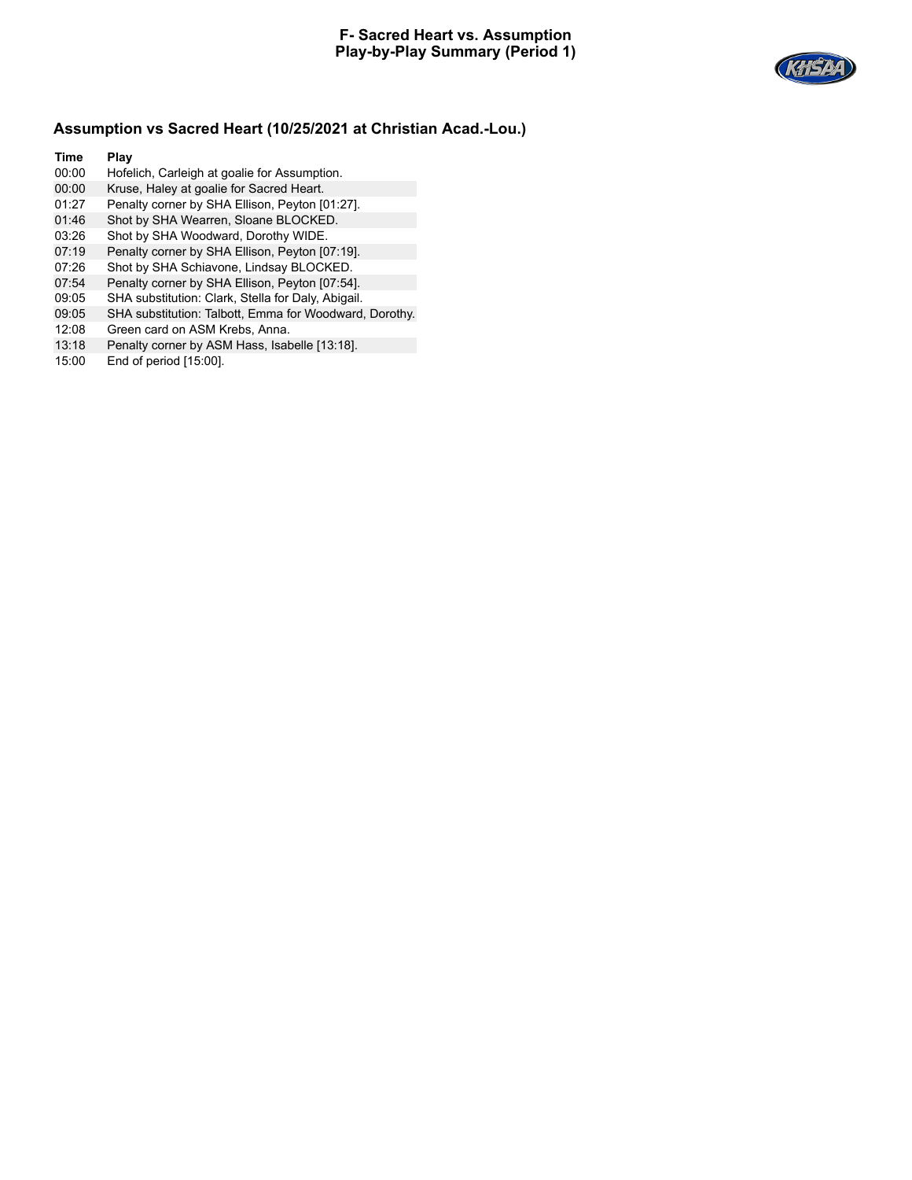# F- Sacred Heart vs. Assumption
## Play-by-Play Summary (Period 1)

### Assumption vs Sacred Heart (10/25/2021 at Christian Acad.-Lou.)

| Time | Play |
|---|---|
| 00:00 | Hofelich, Carleigh at goalie for Assumption. |
| 00:00 | Kruse, Haley at goalie for Sacred Heart. |
| 01:27 | Penalty corner by SHA Ellison, Peyton [01:27]. |
| 01:46 | Shot by SHA Wearren, Sloane BLOCKED. |
| 03:26 | Shot by SHA Woodward, Dorothy WIDE. |
| 07:19 | Penalty corner by SHA Ellison, Peyton [07:19]. |
| 07:26 | Shot by SHA Schiavone, Lindsay BLOCKED. |
| 07:54 | Penalty corner by SHA Ellison, Peyton [07:54]. |
| 09:05 | SHA substitution: Clark, Stella for Daly, Abigail. |
| 09:05 | SHA substitution: Talbott, Emma for Woodward, Dorothy. |
| 12:08 | Green card on ASM Krebs, Anna. |
| 13:18 | Penalty corner by ASM Hass, Isabelle [13:18]. |
| 15:00 | End of period [15:00]. |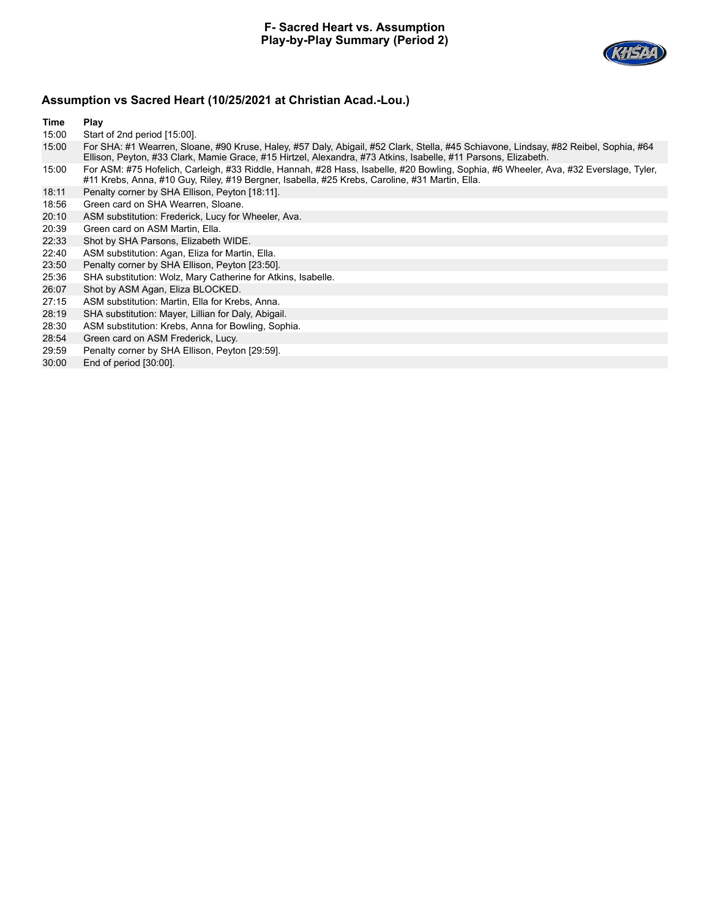# F- Sacred Heart vs. Assumption
## Play-by-Play Summary (Period 2)

## Assumption vs Sacred Heart (10/25/2021 at Christian Acad.-Lou.)

| Time | Play |
|---|---|
| 15:00 | Start of 2nd period [15:00]. |
| 15:00 | For SHA: #1 Wearren, Sloane, #90 Kruse, Haley, #57 Daly, Abigail, #52 Clark, Stella, #45 Schiavone, Lindsay, #82 Reibel, Sophia, #64 Ellison, Peyton, #33 Clark, Mamie Grace, #15 Hirtzel, Alexandra, #73 Atkins, Isabelle, #11 Parsons, Elizabeth. |
| 15:00 | For ASM: #75 Hofelich, Carleigh, #33 Riddle, Hannah, #28 Hass, Isabelle, #20 Bowling, Sophia, #6 Wheeler, Ava, #32 Everslage, Tyler, #11 Krebs, Anna, #10 Guy, Riley, #19 Bergner, Isabella, #25 Krebs, Caroline, #31 Martin, Ella. |
| 18:11 | Penalty corner by SHA Ellison, Peyton [18:11]. |
| 18:56 | Green card on SHA Wearren, Sloane. |
| 20:10 | ASM substitution: Frederick, Lucy for Wheeler, Ava. |
| 20:39 | Green card on ASM Martin, Ella. |
| 22:33 | Shot by SHA Parsons, Elizabeth WIDE. |
| 22:40 | ASM substitution: Agan, Eliza for Martin, Ella. |
| 23:50 | Penalty corner by SHA Ellison, Peyton [23:50]. |
| 25:36 | SHA substitution: Wolz, Mary Catherine for Atkins, Isabelle. |
| 26:07 | Shot by ASM Agan, Eliza BLOCKED. |
| 27:15 | ASM substitution: Martin, Ella for Krebs, Anna. |
| 28:19 | SHA substitution: Mayer, Lillian for Daly, Abigail. |
| 28:30 | ASM substitution: Krebs, Anna for Bowling, Sophia. |
| 28:54 | Green card on ASM Frederick, Lucy. |
| 29:59 | Penalty corner by SHA Ellison, Peyton [29:59]. |
| 30:00 | End of period [30:00]. |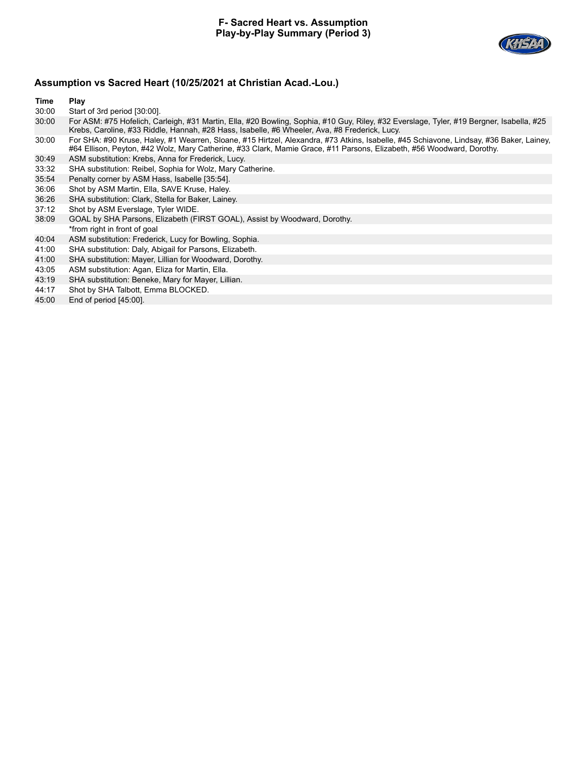# F- Sacred Heart vs. Assumption
## Play-by-Play Summary (Period 3)

### Assumption vs Sacred Heart (10/25/2021 at Christian Acad.-Lou.)

| Time | Play |
|---|---|
| 30:00 | Start of 3rd period [30:00]. |
| 30:00 | For ASM: #75 Hofelich, Carleigh, #31 Martin, Ella, #20 Bowling, Sophia, #10 Guy, Riley, #32 Everslage, Tyler, #19 Bergner, Isabella, #25 Krebs, Caroline, #33 Riddle, Hannah, #28 Hass, Isabelle, #6 Wheeler, Ava, #8 Frederick, Lucy. |
| 30:00 | For SHA: #90 Kruse, Haley, #1 Wearren, Sloane, #15 Hirtzel, Alexandra, #73 Atkins, Isabelle, #45 Schiavone, Lindsay, #36 Baker, Lainey, #64 Ellison, Peyton, #42 Wolz, Mary Catherine, #33 Clark, Mamie Grace, #11 Parsons, Elizabeth, #56 Woodward, Dorothy. |
| 30:49 | ASM substitution: Krebs, Anna for Frederick, Lucy. |
| 33:32 | SHA substitution: Reibel, Sophia for Wolz, Mary Catherine. |
| 35:54 | Penalty corner by ASM Hass, Isabelle [35:54]. |
| 36:06 | Shot by ASM Martin, Ella, SAVE Kruse, Haley. |
| 36:26 | SHA substitution: Clark, Stella for Baker, Lainey. |
| 37:12 | Shot by ASM Everslage, Tyler WIDE. |
| 38:09 | GOAL by SHA Parsons, Elizabeth (FIRST GOAL), Assist by Woodward, Dorothy. |
| | *from right in front of goal |
| 40:04 | ASM substitution: Frederick, Lucy for Bowling, Sophia. |
| 41:00 | SHA substitution: Daly, Abigail for Parsons, Elizabeth. |
| 41:00 | SHA substitution: Mayer, Lillian for Woodward, Dorothy. |
| 43:05 | ASM substitution: Agan, Eliza for Martin, Ella. |
| 43:19 | SHA substitution: Beneke, Mary for Mayer, Lillian. |
| 44:17 | Shot by SHA Talbott, Emma BLOCKED. |
| 45:00 | End of period [45:00]. |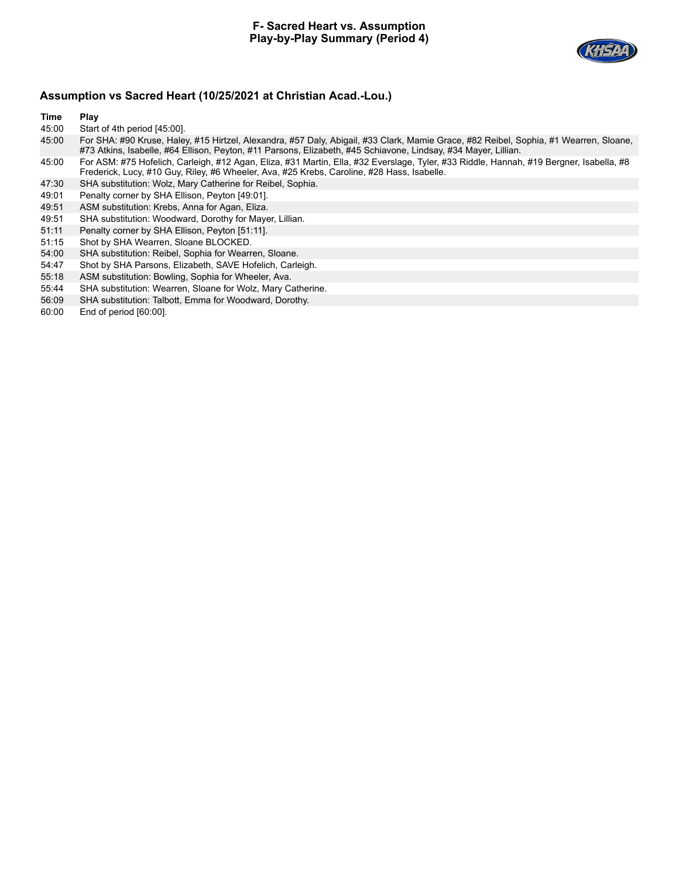**F- Sacred Heart vs. Assumption**
**Play-by-Play Summary (Period 4)**

## Assumption vs Sacred Heart (10/25/2021 at Christian Acad.-Lou.)

| Time | Play |
|---|---|
| 45:00 | Start of 4th period [45:00]. |
| 45:00 | For SHA: #90 Kruse, Haley, #15 Hirtzel, Alexandra, #57 Daly, Abigail, #33 Clark, Mamie Grace, #82 Reibel, Sophia, #1 Wearren, Sloane, #73 Atkins, Isabelle, #64 Ellison, Peyton, #11 Parsons, Elizabeth, #45 Schiavone, Lindsay, #34 Mayer, Lillian. |
| 45:00 | For ASM: #75 Hofelich, Carleigh, #12 Agan, Eliza, #31 Martin, Ella, #32 Everslage, Tyler, #33 Riddle, Hannah, #19 Bergner, Isabella, #8 Frederick, Lucy, #10 Guy, Riley, #6 Wheeler, Ava, #25 Krebs, Caroline, #28 Hass, Isabelle. |
| 47:30 | SHA substitution: Wolz, Mary Catherine for Reibel, Sophia. |
| 49:01 | Penalty corner by SHA Ellison, Peyton [49:01]. |
| 49:51 | ASM substitution: Krebs, Anna for Agan, Eliza. |
| 49:51 | SHA substitution: Woodward, Dorothy for Mayer, Lillian. |
| 51:11 | Penalty corner by SHA Ellison, Peyton [51:11]. |
| 51:15 | Shot by SHA Wearren, Sloane BLOCKED. |
| 54:00 | SHA substitution: Reibel, Sophia for Wearren, Sloane. |
| 54:47 | Shot by SHA Parsons, Elizabeth, SAVE Hofelich, Carleigh. |
| 55:18 | ASM substitution: Bowling, Sophia for Wheeler, Ava. |
| 55:44 | SHA substitution: Wearren, Sloane for Wolz, Mary Catherine. |
| 56:09 | SHA substitution: Talbott, Emma for Woodward, Dorothy. |
| 60:00 | End of period [60:00]. |